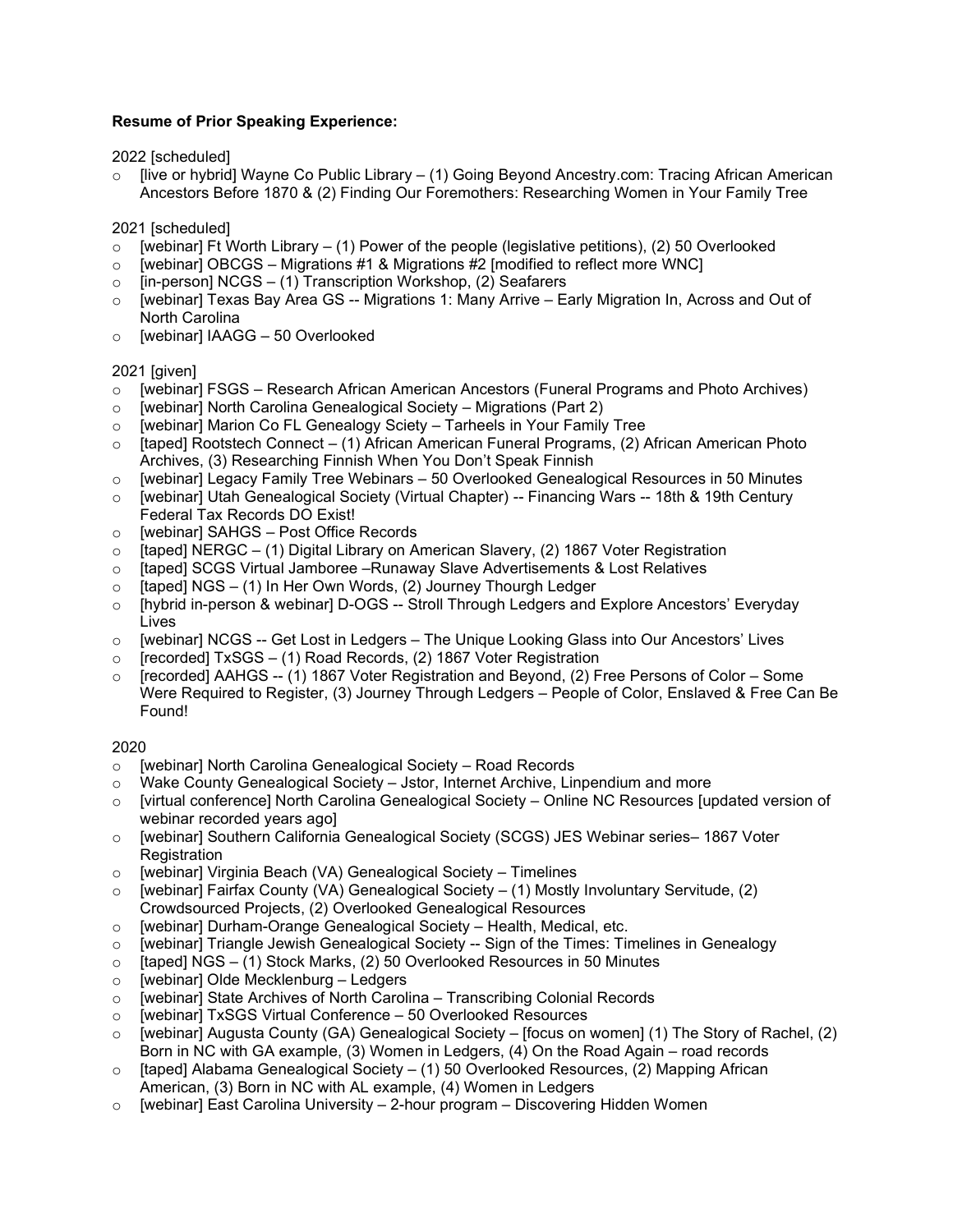**Resume of Prior Speaking Experience:**

2022 [scheduled]

- [live or hybrid] Wayne Co Public Library – (1) Going Beyond Ancestry.com: Tracing African American Ancestors Before 1870 & (2) Finding Our Foremothers: Researching Women in Your Family Tree

2021 [scheduled]

- [webinar] Ft Worth Library – (1) Power of the people (legislative petitions), (2) 50 Overlooked
- [webinar] OBCGS – Migrations #1 & Migrations #2 [modified to reflect more WNC]
- [in-person] NCGS – (1) Transcription Workshop, (2) Seafarers
- [webinar] Texas Bay Area GS -- Migrations 1: Many Arrive – Early Migration In, Across and Out of North Carolina
- [webinar] IAAGG – 50 Overlooked

2021 [given]

- [webinar] FSGS – Research African American Ancestors (Funeral Programs and Photo Archives)
- [webinar] North Carolina Genealogical Society – Migrations (Part 2)
- [webinar] Marion Co FL Genealogy Sciety – Tarheels in Your Family Tree
- [taped] Rootstech Connect – (1) African American Funeral Programs, (2) African American Photo Archives, (3) Researching Finnish When You Don't Speak Finnish
- [webinar] Legacy Family Tree Webinars – 50 Overlooked Genealogical Resources in 50 Minutes
- [webinar] Utah Genealogical Society (Virtual Chapter) -- Financing Wars -- 18th & 19th Century Federal Tax Records DO Exist!
- [webinar] SAHGS – Post Office Records
- [taped] NERGC – (1) Digital Library on American Slavery, (2) 1867 Voter Registration
- [taped] SCGS Virtual Jamboree –Runaway Slave Advertisements & Lost Relatives
- [taped] NGS – (1) In Her Own Words, (2) Journey Thourgh Ledger
- [hybrid in-person & webinar] D-OGS -- Stroll Through Ledgers and Explore Ancestors' Everyday Lives
- [webinar] NCGS -- Get Lost in Ledgers – The Unique Looking Glass into Our Ancestors' Lives
- [recorded] TxSGS – (1) Road Records, (2) 1867 Voter Registration
- [recorded] AAHGS -- (1) 1867 Voter Registration and Beyond, (2) Free Persons of Color – Some Were Required to Register, (3) Journey Through Ledgers – People of Color, Enslaved & Free Can Be Found!

2020

- [webinar] North Carolina Genealogical Society – Road Records
- Wake County Genealogical Society – Jstor, Internet Archive, Linpendium and more
- [virtual conference] North Carolina Genealogical Society – Online NC Resources [updated version of webinar recorded years ago]
- [webinar] Southern California Genealogical Society (SCGS) JES Webinar series– 1867 Voter Registration
- [webinar] Virginia Beach (VA) Genealogical Society – Timelines
- [webinar] Fairfax County (VA) Genealogical Society – (1) Mostly Involuntary Servitude, (2) Crowdsourced Projects, (2) Overlooked Genealogical Resources
- [webinar] Durham-Orange Genealogical Society – Health, Medical, etc.
- [webinar] Triangle Jewish Genealogical Society -- Sign of the Times: Timelines in Genealogy
- [taped] NGS – (1) Stock Marks, (2) 50 Overlooked Resources in 50 Minutes
- [webinar] Olde Mecklenburg – Ledgers
- [webinar] State Archives of North Carolina – Transcribing Colonial Records
- [webinar] TxSGS Virtual Conference – 50 Overlooked Resources
- [webinar] Augusta County (GA) Genealogical Society – [focus on women] (1) The Story of Rachel, (2) Born in NC with GA example, (3) Women in Ledgers, (4) On the Road Again – road records
- [taped] Alabama Genealogical Society – (1) 50 Overlooked Resources, (2) Mapping African American, (3) Born in NC with AL example, (4) Women in Ledgers
- [webinar] East Carolina University – 2-hour program – Discovering Hidden Women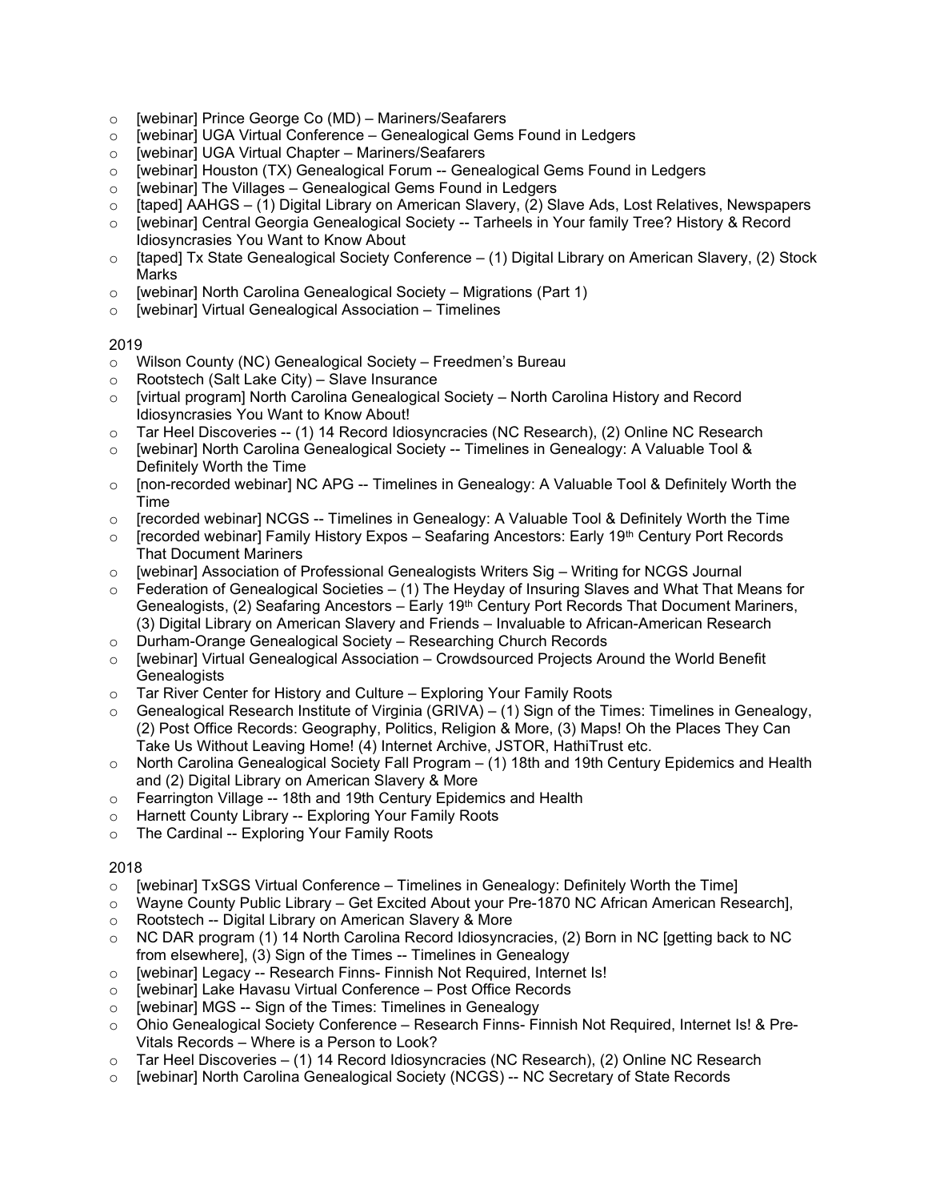- [webinar] Prince George Co (MD) – Mariners/Seafarers
- [webinar] UGA Virtual Conference – Genealogical Gems Found in Ledgers
- [webinar] UGA Virtual Chapter – Mariners/Seafarers
- [webinar] Houston (TX) Genealogical Forum -- Genealogical Gems Found in Ledgers
- [webinar] The Villages – Genealogical Gems Found in Ledgers
- [taped] AAHGS – (1) Digital Library on American Slavery, (2) Slave Ads, Lost Relatives, Newspapers
- [webinar] Central Georgia Genealogical Society -- Tarheels in Your family Tree? History & Record Idiosyncrasies You Want to Know About
- [taped] Tx State Genealogical Society Conference – (1) Digital Library on American Slavery, (2) Stock Marks
- [webinar] North Carolina Genealogical Society – Migrations (Part 1)
- [webinar] Virtual Genealogical Association – Timelines

2019

- Wilson County (NC) Genealogical Society – Freedmen's Bureau
- Rootstech (Salt Lake City) – Slave Insurance
- [virtual program] North Carolina Genealogical Society – North Carolina History and Record Idiosyncrasies You Want to Know About!
- Tar Heel Discoveries -- (1) 14 Record Idiosyncracies (NC Research), (2) Online NC Research
- [webinar] North Carolina Genealogical Society -- Timelines in Genealogy: A Valuable Tool & Definitely Worth the Time
- [non-recorded webinar] NC APG -- Timelines in Genealogy: A Valuable Tool & Definitely Worth the Time
- [recorded webinar] NCGS -- Timelines in Genealogy: A Valuable Tool & Definitely Worth the Time
- [recorded webinar] Family History Expos – Seafaring Ancestors: Early 19th Century Port Records That Document Mariners
- [webinar] Association of Professional Genealogists Writers Sig – Writing for NCGS Journal
- Federation of Genealogical Societies – (1) The Heyday of Insuring Slaves and What That Means for Genealogists, (2) Seafaring Ancestors – Early 19th Century Port Records That Document Mariners, (3) Digital Library on American Slavery and Friends – Invaluable to African-American Research
- Durham-Orange Genealogical Society – Researching Church Records
- [webinar] Virtual Genealogical Association – Crowdsourced Projects Around the World Benefit Genealogists
- Tar River Center for History and Culture – Exploring Your Family Roots
- Genealogical Research Institute of Virginia (GRIVA) – (1) Sign of the Times: Timelines in Genealogy, (2) Post Office Records: Geography, Politics, Religion & More, (3) Maps! Oh the Places They Can Take Us Without Leaving Home! (4) Internet Archive, JSTOR, HathiTrust etc.
- North Carolina Genealogical Society Fall Program – (1) 18th and 19th Century Epidemics and Health and (2) Digital Library on American Slavery & More
- Fearrington Village -- 18th and 19th Century Epidemics and Health
- Harnett County Library -- Exploring Your Family Roots
- The Cardinal -- Exploring Your Family Roots

2018

- [webinar] TxSGS Virtual Conference – Timelines in Genealogy: Definitely Worth the Time]
- Wayne County Public Library – Get Excited About your Pre-1870 NC African American Research],
- Rootstech -- Digital Library on American Slavery & More
- NC DAR program (1) 14 North Carolina Record Idiosyncracies, (2) Born in NC [getting back to NC from elsewhere], (3) Sign of the Times -- Timelines in Genealogy
- [webinar] Legacy -- Research Finns- Finnish Not Required, Internet Is!
- [webinar] Lake Havasu Virtual Conference – Post Office Records
- [webinar] MGS -- Sign of the Times: Timelines in Genealogy
- Ohio Genealogical Society Conference – Research Finns- Finnish Not Required, Internet Is! & Pre-Vitals Records – Where is a Person to Look?
- Tar Heel Discoveries – (1) 14 Record Idiosyncracies (NC Research), (2) Online NC Research
- [webinar] North Carolina Genealogical Society (NCGS) -- NC Secretary of State Records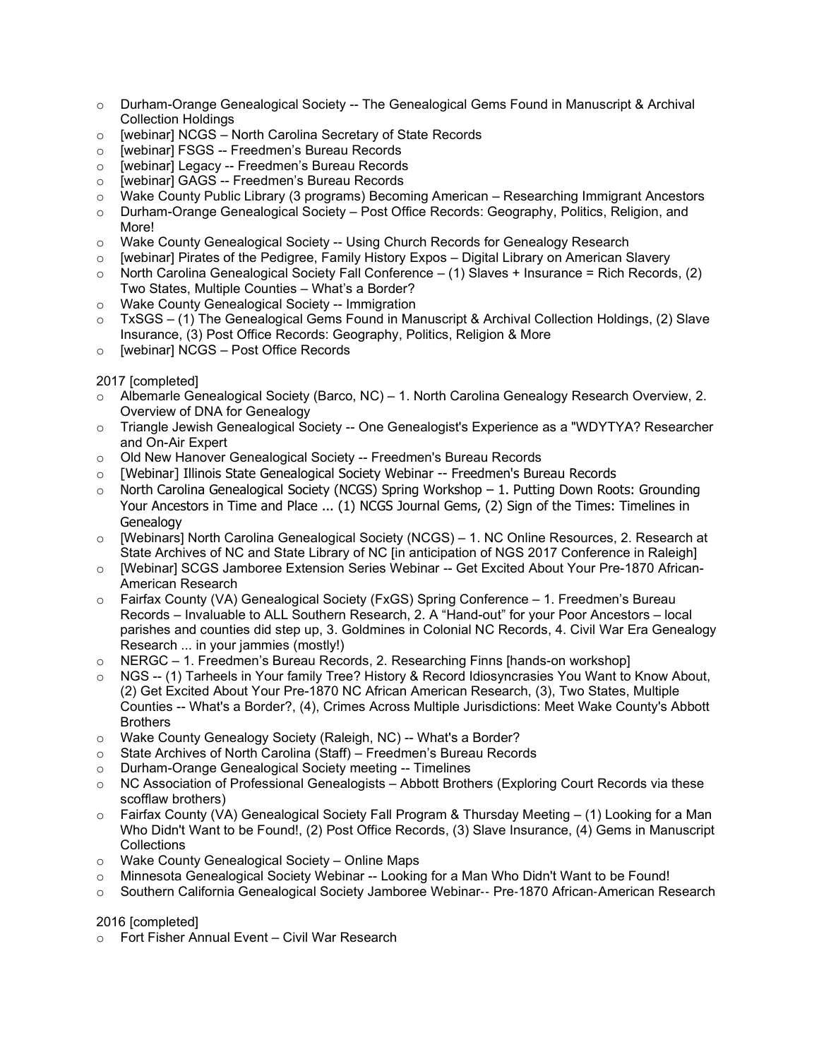- Durham-Orange Genealogical Society -- The Genealogical Gems Found in Manuscript & Archival Collection Holdings
- [webinar] NCGS – North Carolina Secretary of State Records
- [webinar] FSGS -- Freedmen's Bureau Records
- [webinar] Legacy -- Freedmen's Bureau Records
- [webinar] GAGS -- Freedmen's Bureau Records
- Wake County Public Library (3 programs) Becoming American – Researching Immigrant Ancestors
- Durham-Orange Genealogical Society – Post Office Records: Geography, Politics, Religion, and More!
- Wake County Genealogical Society -- Using Church Records for Genealogy Research
- [webinar] Pirates of the Pedigree, Family History Expos – Digital Library on American Slavery
- North Carolina Genealogical Society Fall Conference – (1) Slaves + Insurance = Rich Records, (2) Two States, Multiple Counties – What's a Border?
- Wake County Genealogical Society -- Immigration
- TxSGS – (1) The Genealogical Gems Found in Manuscript & Archival Collection Holdings, (2) Slave Insurance, (3) Post Office Records: Geography, Politics, Religion & More
- [webinar] NCGS – Post Office Records

2017 [completed]

- Albemarle Genealogical Society (Barco, NC) – 1. North Carolina Genealogy Research Overview, 2. Overview of DNA for Genealogy
- Triangle Jewish Genealogical Society -- One Genealogist's Experience as a "WDYTYA? Researcher and On-Air Expert
- Old New Hanover Genealogical Society -- Freedmen's Bureau Records
- [Webinar] Illinois State Genealogical Society Webinar -- Freedmen's Bureau Records
- North Carolina Genealogical Society (NCGS) Spring Workshop – 1. Putting Down Roots: Grounding Your Ancestors in Time and Place ... (1) NCGS Journal Gems, (2) Sign of the Times: Timelines in Genealogy
- [Webinars] North Carolina Genealogical Society (NCGS) – 1. NC Online Resources, 2. Research at State Archives of NC and State Library of NC [in anticipation of NGS 2017 Conference in Raleigh]
- [Webinar] SCGS Jamboree Extension Series Webinar -- Get Excited About Your Pre-1870 African-American Research
- Fairfax County (VA) Genealogical Society (FxGS) Spring Conference – 1. Freedmen's Bureau Records – Invaluable to ALL Southern Research, 2. A "Hand-out" for your Poor Ancestors – local parishes and counties did step up, 3. Goldmines in Colonial NC Records, 4. Civil War Era Genealogy Research ... in your jammies (mostly!)
- NERGC – 1. Freedmen's Bureau Records, 2. Researching Finns [hands-on workshop]
- NGS -- (1) Tarheels in Your family Tree? History & Record Idiosyncrasies You Want to Know About, (2) Get Excited About Your Pre-1870 NC African American Research, (3), Two States, Multiple Counties -- What's a Border?, (4), Crimes Across Multiple Jurisdictions: Meet Wake County's Abbott Brothers
- Wake County Genealogy Society (Raleigh, NC) -- What's a Border?
- State Archives of North Carolina (Staff) – Freedmen's Bureau Records
- Durham-Orange Genealogical Society meeting -- Timelines
- NC Association of Professional Genealogists – Abbott Brothers (Exploring Court Records via these scofflaw brothers)
- Fairfax County (VA) Genealogical Society Fall Program & Thursday Meeting – (1) Looking for a Man Who Didn't Want to be Found!, (2) Post Office Records, (3) Slave Insurance, (4) Gems in Manuscript Collections
- Wake County Genealogical Society – Online Maps
- Minnesota Genealogical Society Webinar -- Looking for a Man Who Didn't Want to be Found!
- Southern California Genealogical Society Jamboree Webinar-- Pre-1870 African-American Research

2016 [completed]

- Fort Fisher Annual Event – Civil War Research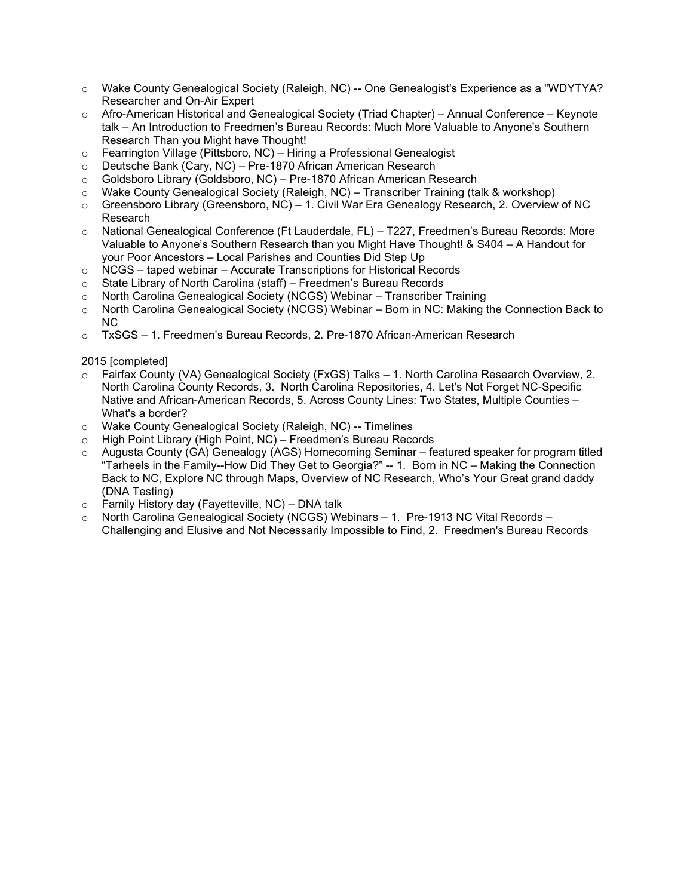- Wake County Genealogical Society (Raleigh, NC) -- One Genealogist's Experience as a "WDYTYA? Researcher and On-Air Expert
- Afro-American Historical and Genealogical Society (Triad Chapter) – Annual Conference – Keynote talk – An Introduction to Freedmen's Bureau Records: Much More Valuable to Anyone's Southern Research Than you Might have Thought!
- Fearrington Village (Pittsboro, NC) – Hiring a Professional Genealogist
- Deutsche Bank (Cary, NC) – Pre-1870 African American Research
- Goldsboro Library (Goldsboro, NC) – Pre-1870 African American Research
- Wake County Genealogical Society (Raleigh, NC) – Transcriber Training (talk & workshop)
- Greensboro Library (Greensboro, NC) – 1. Civil War Era Genealogy Research, 2. Overview of NC Research
- National Genealogical Conference (Ft Lauderdale, FL) – T227, Freedmen's Bureau Records: More Valuable to Anyone's Southern Research than you Might Have Thought! & S404 – A Handout for your Poor Ancestors – Local Parishes and Counties Did Step Up
- NCGS – taped webinar – Accurate Transcriptions for Historical Records
- State Library of North Carolina (staff) – Freedmen's Bureau Records
- North Carolina Genealogical Society (NCGS) Webinar – Transcriber Training
- North Carolina Genealogical Society (NCGS) Webinar – Born in NC: Making the Connection Back to NC
- TxSGS – 1. Freedmen's Bureau Records, 2. Pre-1870 African-American Research

2015 [completed]

- Fairfax County (VA) Genealogical Society (FxGS) Talks – 1. North Carolina Research Overview, 2. North Carolina County Records, 3. North Carolina Repositories, 4. Let's Not Forget NC-Specific Native and African-American Records, 5. Across County Lines: Two States, Multiple Counties – What's a border?
- Wake County Genealogical Society (Raleigh, NC) -- Timelines
- High Point Library (High Point, NC) – Freedmen's Bureau Records
- Augusta County (GA) Genealogy (AGS) Homecoming Seminar – featured speaker for program titled "Tarheels in the Family--How Did They Get to Georgia?" -- 1. Born in NC – Making the Connection Back to NC, Explore NC through Maps, Overview of NC Research, Who's Your Great grand daddy (DNA Testing)
- Family History day (Fayetteville, NC) – DNA talk
- North Carolina Genealogical Society (NCGS) Webinars – 1. Pre-1913 NC Vital Records – Challenging and Elusive and Not Necessarily Impossible to Find, 2. Freedmen's Bureau Records